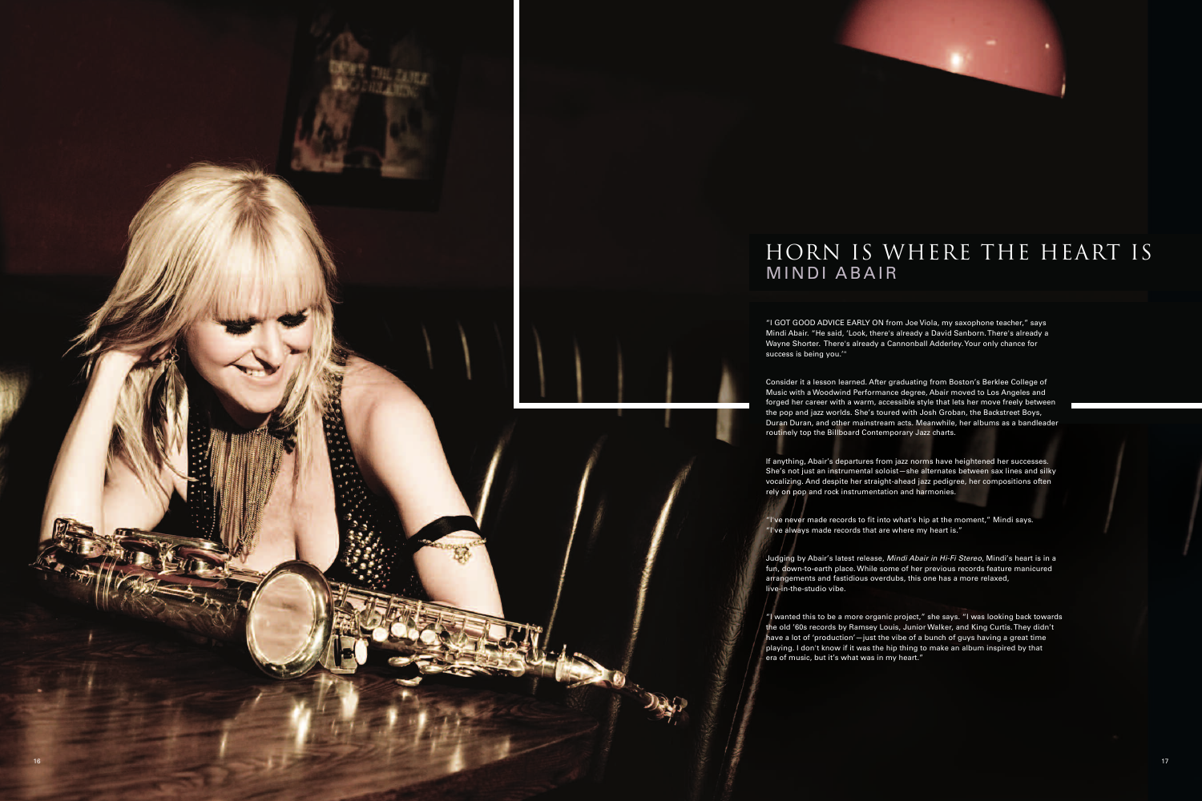# HORN IS WHERE THE HEART IS

## MINDI ABAIR

"I GOT GOOD ADVICE EARLY ON from Joe Viola, my saxophone teacher," says Mindi Abair. "He said, 'Look, there's already a David Sanborn. There's already a Wayne Shorter. There's already a Cannonball Adderley. Your only chance for success is being you.'"

Consider it a lesson learned. After graduating from Boston's Berklee College of Music with a Woodwind Performance degree, Abair moved to Los Angeles and forged her career with a warm, accessible style that lets her move freely between the pop and jazz worlds. She's toured with Josh Groban, the Backstreet Boys, Duran Duran, and other mainstream acts. Meanwhile, her albums as a bandleader routinely top the Billboard Contemporary Jazz charts.

If anything, Abair's departures from jazz norms have heightened her successes. She's not just an instrumental soloist—she alternates between sax lines and silky vocalizing. And despite her straight-ahead jazz pedigree, her compositions often rely on pop and rock instrumentation and harmonies.

"I've never made records to fit into what's hip at the moment," Mindi says. "I've always made records that are where my heart is."

Judging by Abair's latest release, *Mindi Abair in Hi-Fi Stereo*, Mindi's heart is in a fun, down-to-earth place. While some of her previous records feature manicured arrangements and fastidious overdubs, this one has a more relaxed, live-in-the-studio vibe.

"I wanted this to be a more organic project," she says. "I was looking back towards the old '60s records by Ramsey Louis, Junior Walker, and King Curtis. They didn't have a lot of 'production'—just the vibe of a bunch of guys having a great time playing. I don't know if it was the hip thing to make an album inspired by that era of music, but it's what was in my heart."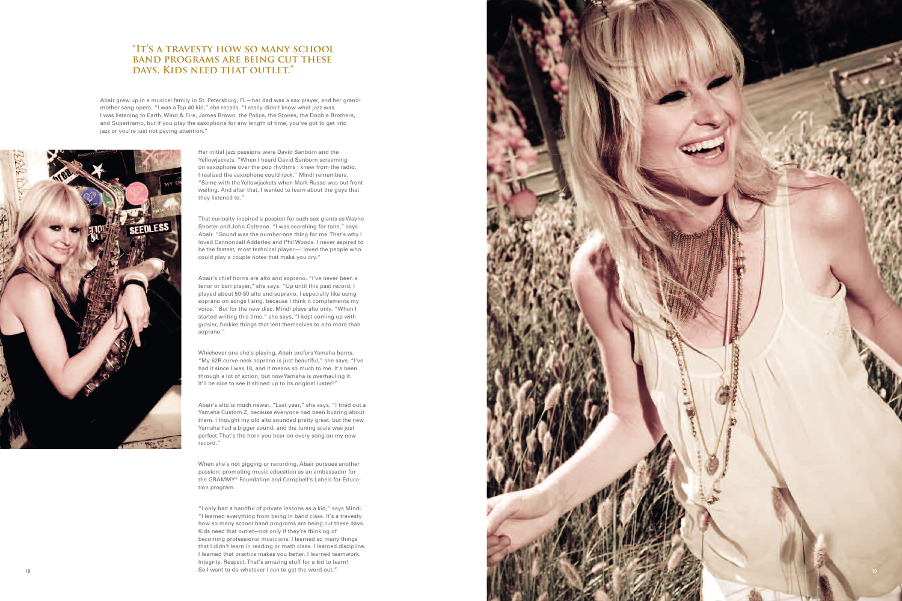**"It's a travesty how so many school band programs are being cut these days. Kids need that outlet."**

Abair grew up in a musical family in St. Petersburg, FL—her dad was a sax player, and her grandmother sang opera. "I was a Top 40 kid," she recalls. "I really didn't know what jazz was. I was listening to Earth, Wind & Fire, James Brown, the Police, the Stones, the Doobie Brothers, and Supertramp, but if you play the saxophone for any length of time, you've got to get into jazz or you're just not paying attention."

Her initial jazz passions were David Sanborn and the Yellowjackets. "When I heard David Sanborn screaming on saxophone over the pop rhythms I knew from the radio, I realized the saxophone could rock," Mindi remembers. "Same with the Yellowjackets when Mark Russo was out front wailing. And after that, I wanted to learn about the guys that they listened to."

That curiosity inspired a passion for such sax giants as Wayne Shorter and John Coltrane. "I was searching for tone," says Abair. "Sound was the number-one thing for me. That's why I loved Cannonball Adderley and Phil Woods. I never aspired to be the fastest, most technical player—I loved the people who could play a couple notes that make you cry."

Abair's chief horns are alto and soprano. "I've never been a tenor or bari player," she says. "Up until this past record, I played about 50-50 alto and soprano. I especially like using soprano on songs I sing, because I think it complements my voice." But for the new disc, Mindi plays alto only. "When I started writing this time," she says, "I kept coming up with gutsier, funkier things that lent themselves to alto more than soprano."

Whichever one she's playing, Abair prefers Yamaha horns. "My 62R curve-neck soprano is just beautiful," she says. "I've had it since I was 18, and it means so much to me. It's been through a lot of action, but now Yamaha is overhauling it. It'll be nice to see it shined up to its original luster!"

Abair's alto is much newer. "Last year," she says, "I tried out a Yamaha Custom Z, because everyone had been buzzing about them. I thought my old alto sounded pretty great, but the new Yamaha had a bigger sound, and the tuning scale was just perfect. That's the horn you hear on every song on my new record."

When she's not gigging or recording, Abair pursues another passion: promoting music education as an ambassador for the GRAMMY® Foundation and Campbell's Labels for Education program.

"I only had a handful of private lessons as a kid," says Mindi. "I learned everything from being in band class. It's a travesty how so many school band programs are being cut these days. Kids need that outlet—not only if they're thinking of becoming professional musicians. I learned so many things that I didn't learn in reading or math class. I learned discipline. I learned that practice makes you better. I learned teamwork. Integrity. Respect. That's amazing stuff for a kid to learn! So I want to do whatever I can to get the word out."